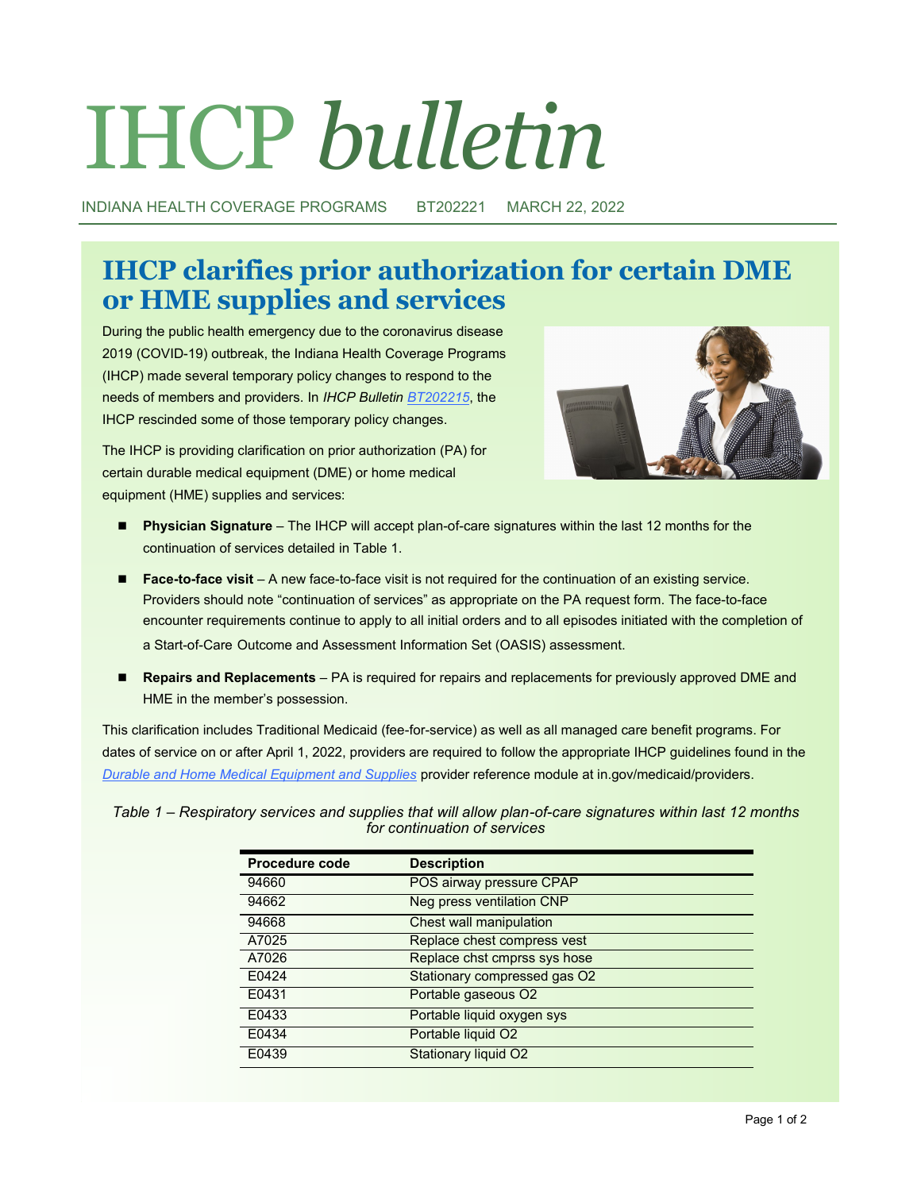// IHCP bulletin

INDIANA HEALTH COVERAGE PROGRAMS BT202221 MARCH 22, 2022

# IHCP clarifies prior authorization for certain DME or HME supplies and services

During the public health emergency due to the coronavirus disease 2019 (COVID-19) outbreak, the Indiana Health Coverage Programs (IHCP) made several temporary policy changes to respond to the needs of members and providers. In *IHCP Bulletin* *BT202215*, the IHCP rescinded some of those temporary policy changes.

The IHCP is providing clarification on prior authorization (PA) for certain durable medical equipment (DME) or home medical equipment (HME) supplies and services:

- **Physician Signature** – The IHCP will accept plan-of-care signatures within the last 12 months for the continuation of services detailed in Table 1.
- **Face-to-face visit** – A new face-to-face visit is not required for the continuation of an existing service. Providers should note "continuation of services" as appropriate on the PA request form. The face-to-face encounter requirements continue to apply to all initial orders and to all episodes initiated with the completion of a Start-of-Care Outcome and Assessment Information Set (OASIS) assessment.
- **Repairs and Replacements** – PA is required for repairs and replacements for previously approved DME and HME in the member's possession.

This clarification includes Traditional Medicaid (fee-for-service) as well as all managed care benefit programs. For dates of service on or after April 1, 2022, providers are required to follow the appropriate IHCP guidelines found in the *Durable and Home Medical Equipment and Supplies* provider reference module at in.gov/medicaid/providers.

*Table 1 – Respiratory services and supplies that will allow plan-of-care signatures within last 12 months for continuation of services*

| Procedure code | Description |
|---|---|
| 94660 | POS airway pressure CPAP |
| 94662 | Neg press ventilation CNP |
| 94668 | Chest wall manipulation |
| A7025 | Replace chest compress vest |
| A7026 | Replace chst cmprss sys hose |
| E0424 | Stationary compressed gas O2 |
| E0431 | Portable gaseous O2 |
| E0433 | Portable liquid oxygen sys |
| E0434 | Portable liquid O2 |
| E0439 | Stationary liquid O2 |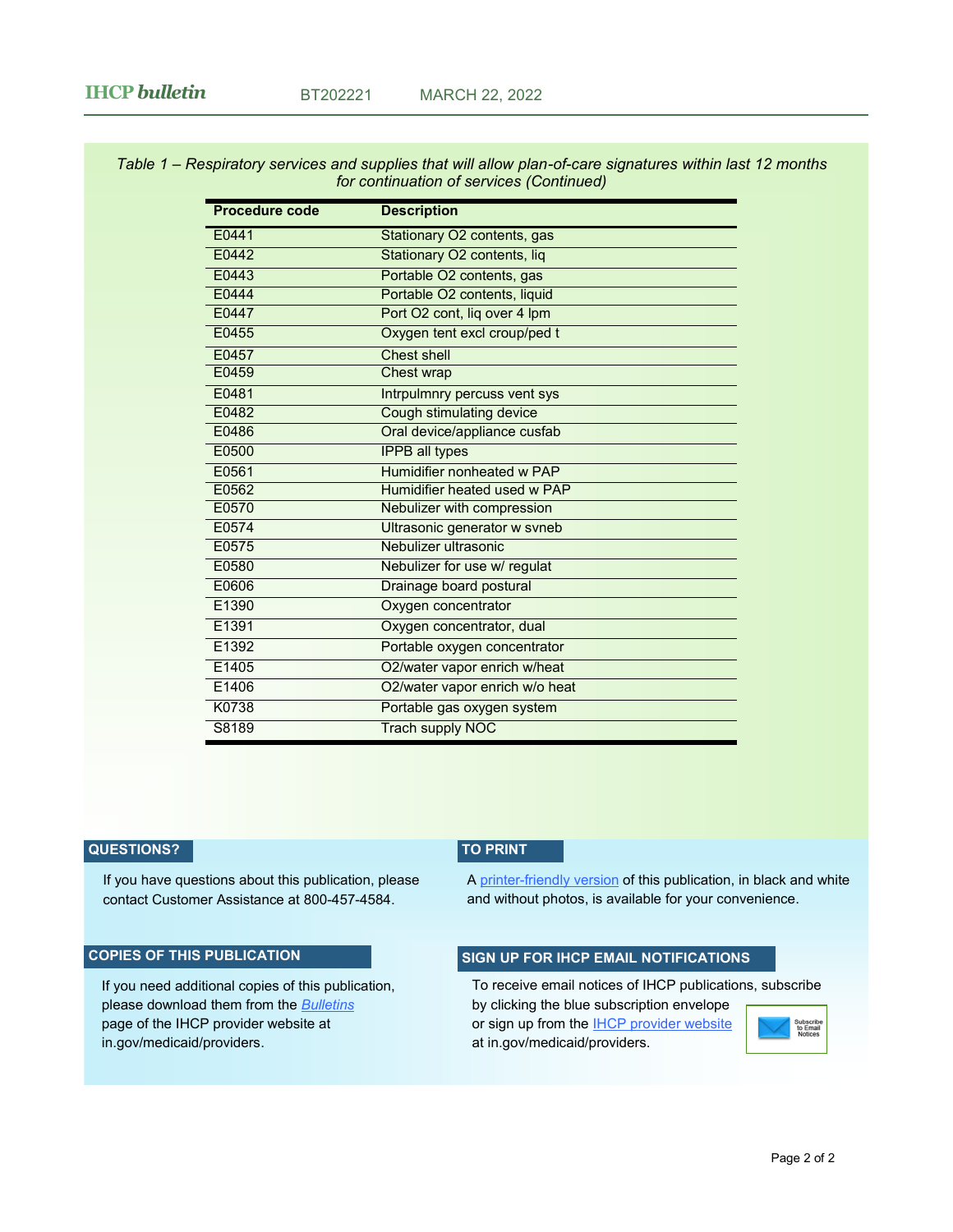*Table 1 – Respiratory services and supplies that will allow plan-of-care signatures within last 12 months for continuation of services (Continued)*

| Procedure code | Description |
|---|---|
| E0441 | Stationary O2 contents, gas |
| E0442 | Stationary O2 contents, liq |
| E0443 | Portable O2 contents, gas |
| E0444 | Portable O2 contents, liquid |
| E0447 | Port O2 cont, liq over 4 lpm |
| E0455 | Oxygen tent excl croup/ped t |
| E0457 | Chest shell |
| E0459 | Chest wrap |
| E0481 | Intrpulmnry percuss vent sys |
| E0482 | Cough stimulating device |
| E0486 | Oral device/appliance cusfab |
| E0500 | IPPB all types |
| E0561 | Humidifier nonheated w PAP |
| E0562 | Humidifier heated used w PAP |
| E0570 | Nebulizer with compression |
| E0574 | Ultrasonic generator w svneb |
| E0575 | Nebulizer ultrasonic |
| E0580 | Nebulizer for use w/ regulat |
| E0606 | Drainage board postural |
| E1390 | Oxygen concentrator |
| E1391 | Oxygen concentrator, dual |
| E1392 | Portable oxygen concentrator |
| E1405 | O2/water vapor enrich w/heat |
| E1406 | O2/water vapor enrich w/o heat |
| K0738 | Portable gas oxygen system |
| S8189 | Trach supply NOC |

## QUESTIONS?

If you have questions about this publication, please contact Customer Assistance at 800-457-4584.

## COPIES OF THIS PUBLICATION

If you need additional copies of this publication, please download them from the *Bulletins* page of the IHCP provider website at in.gov/medicaid/providers.

## TO PRINT

A printer-friendly version of this publication, in black and white and without photos, is available for your convenience.

## SIGN UP FOR IHCP EMAIL NOTIFICATIONS

To receive email notices of IHCP publications, subscribe by clicking the blue subscription envelope or sign up from the IHCP provider website at in.gov/medicaid/providers.

Subscribe to Email Notices